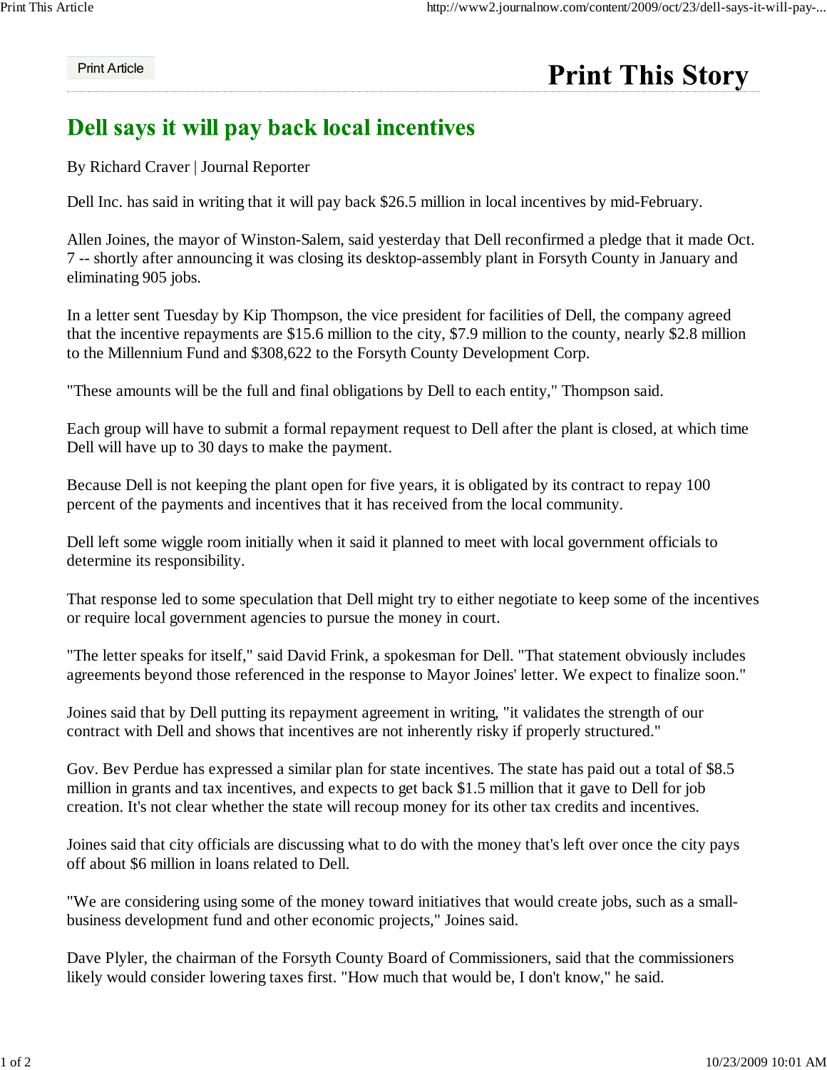# Dell says it will pay back local incentives

By Richard Craver | Journal Reporter

Dell Inc. has said in writing that it will pay back $26.5 million in local incentives by mid-February.

Allen Joines, the mayor of Winston-Salem, said yesterday that Dell reconfirmed a pledge that it made Oct. 7 -- shortly after announcing it was closing its desktop-assembly plant in Forsyth County in January and eliminating 905 jobs.

In a letter sent Tuesday by Kip Thompson, the vice president for facilities of Dell, the company agreed that the incentive repayments are $15.6 million to the city, $7.9 million to the county, nearly $2.8 million to the Millennium Fund and $308,622 to the Forsyth County Development Corp.

"These amounts will be the full and final obligations by Dell to each entity," Thompson said.

Each group will have to submit a formal repayment request to Dell after the plant is closed, at which time Dell will have up to 30 days to make the payment.

Because Dell is not keeping the plant open for five years, it is obligated by its contract to repay 100 percent of the payments and incentives that it has received from the local community.

Dell left some wiggle room initially when it said it planned to meet with local government officials to determine its responsibility.

That response led to some speculation that Dell might try to either negotiate to keep some of the incentives or require local government agencies to pursue the money in court.

"The letter speaks for itself," said David Frink, a spokesman for Dell. "That statement obviously includes agreements beyond those referenced in the response to Mayor Joines' letter. We expect to finalize soon."

Joines said that by Dell putting its repayment agreement in writing, "it validates the strength of our contract with Dell and shows that incentives are not inherently risky if properly structured."

Gov. Bev Perdue has expressed a similar plan for state incentives. The state has paid out a total of $8.5 million in grants and tax incentives, and expects to get back $1.5 million that it gave to Dell for job creation. It's not clear whether the state will recoup money for its other tax credits and incentives.

Joines said that city officials are discussing what to do with the money that's left over once the city pays off about $6 million in loans related to Dell.

"We are considering using some of the money toward initiatives that would create jobs, such as a small-business development fund and other economic projects," Joines said.

Dave Plyler, the chairman of the Forsyth County Board of Commissioners, said that the commissioners likely would consider lowering taxes first. "How much that would be, I don't know," he said.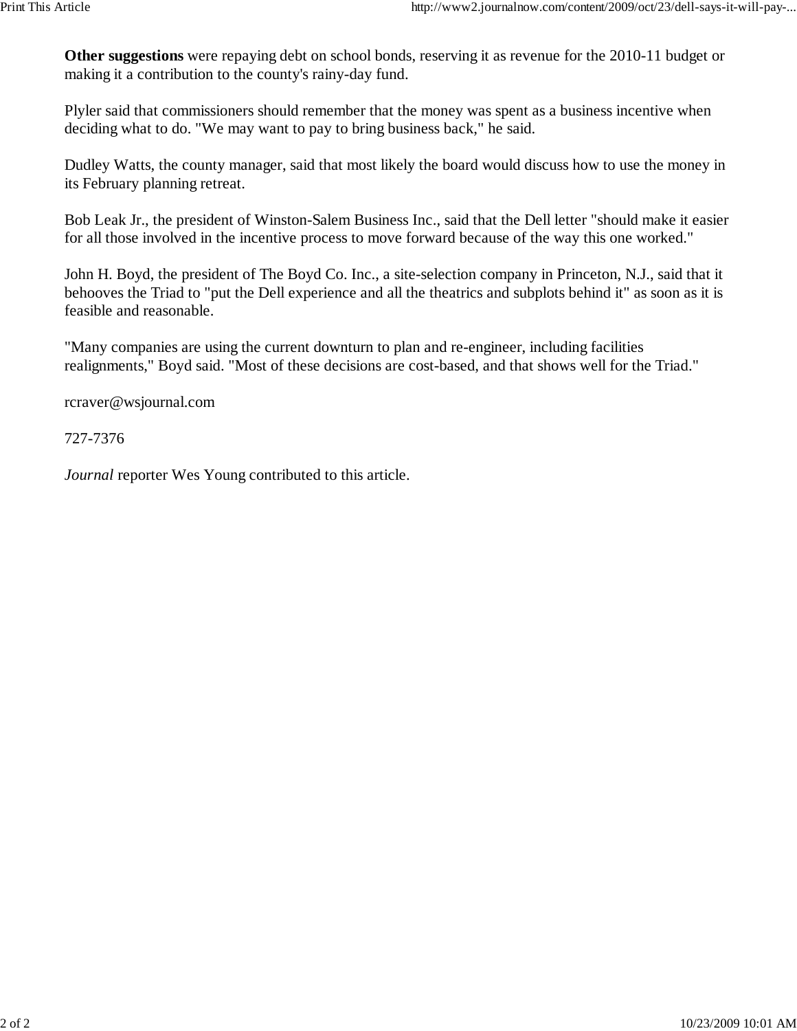**Other suggestions** were repaying debt on school bonds, reserving it as revenue for the 2010-11 budget or making it a contribution to the county's rainy-day fund.

Plyler said that commissioners should remember that the money was spent as a business incentive when deciding what to do. "We may want to pay to bring business back," he said.

Dudley Watts, the county manager, said that most likely the board would discuss how to use the money in its February planning retreat.

Bob Leak Jr., the president of Winston-Salem Business Inc., said that the Dell letter "should make it easier for all those involved in the incentive process to move forward because of the way this one worked."

John H. Boyd, the president of The Boyd Co. Inc., a site-selection company in Princeton, N.J., said that it behooves the Triad to "put the Dell experience and all the theatrics and subplots behind it" as soon as it is feasible and reasonable.

"Many companies are using the current downturn to plan and re-engineer, including facilities realignments," Boyd said. "Most of these decisions are cost-based, and that shows well for the Triad."

rcraver@wsjournal.com

727-7376

*Journal* reporter Wes Young contributed to this article.